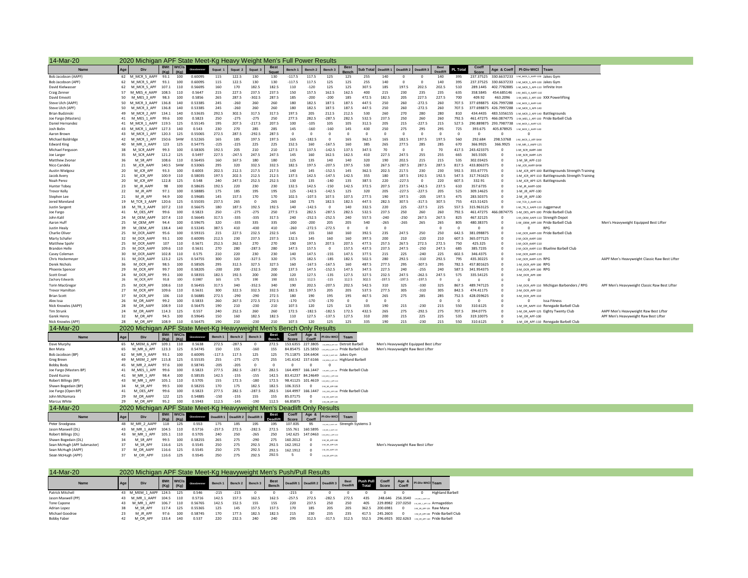## 14-Mar-20 — 2020 Michigan APF State Meet-Kg Heavy Weight Men's Full Power Results

| Name | Age | Div | BWt (Kg) | WtCls (Kg) | Glossbrenner | Squat 1 | Squat 2 | Squat 3 | Best Squat | Bench 1 | Bench 2 | Bench 3 | Best Bench | Sub Total | Deadlift 1 | Deadlift 2 | Deadlift 3 | Best Deadlift | PL Total | Coeff Score | Age & Coeff | Pl-Div-WtCl | Team | |
|---|---|---|---|---|---|---|---|---|---|---|---|---|---|---|---|---|---|---|---|---|---|---|---|---|
| Bob Jacobson (AAPF) | 62 | M_MCR_5_AAPF | 93.1 | 100 | 0.60095 | 115 | 122.5 | 130 | 130 | -117.5 | 117.5 | 125 | 125 | 255 | 140 | 0 | 0 | 140 | 395 | 237.37525 | 330.6637233 | 1-M_MCR_5_AAPF-100 | Jakes Gym | |
| Bob Jacobson (APF) | 62 | M_MCR_5_APF | 93.1 | 100 | 0.60095 | 115 | 122.5 | 130 | 130 | -117.5 | 117.5 | 125 | 125 | 255 | 140 | 0 | 0 | 140 | 395 | 237.37525 | 330.6637233 | 1-M_MCR_5_APF-100 | Jakes Gym | |
| David Kielwasser | 62 | M_MCR_5_APF | 107.1 | 110 | 0.56695 | 160 | 170 | 182.5 | 182.5 | 110 | -120 | 125 | 125 | 307.5 | 185 | 197.5 | 202.5 | 202.5 | 510 | 289.1445 | 402.7782885 | 1-M_MCR_5_APF-110 | Infinite Iron | |
| Craig Zenner | 57 | M_MES_4_AAPF | 108.5 | 110 | 0.5647 | 215 | 227.5 | 237.5 | 237.5 | 150 | 157.5 | 162.5 | 162.5 | 400 | 215 | 230 | 235 | 235 | 635 | 358.5845 | 454.685146 | 1-M_MES_4_AAPF-110 | | |
| David Emeott | 50 | M_MES_3_APF | 98.3 | 100 | 0.5856 | 265 | 287.5 | -302.5 | 287.5 | 185 | -200 | -200 | 185 | 472.5 | 182.5 | 205 | 227.5 | 227.5 | 700 | 409.92 | 463.2096 | 1-M_MES_3_APF-100 | XXX Powerlifting | |
| Steve Ulch (AAPF) | 50 | M_MCR_3_AAPF | 136.8 | 140 | 0.53385 | 245 | -260 | 260 | 260 | 180 | 182.5 | 187.5 | 187.5 | 447.5 | 250 | 260 | -272.5 | 260 | 707.5 | 377.698875 | 426.7997288 | 1-M_MCR_3_AAPF-140 | | |
| Steve Ulch (APF) | 50 | M_MCR_3_APF | 136.8 | 140 | 0.53385 | 245 | -260 | 260 | 260 | 180 | 182.5 | 187.5 | 187.5 | 447.5 | 250 | 260 | -272.5 | 260 | 707.5 | 377.698875 | 426.7997288 | 1-M_MCR_3_APF-140 | | |
| Brian Budzinski | 49 | M_MCR_2_APF | 134.1 | 140 | 0.53635 | 292.5 | 302.5 | 317.5 | 317.5 | 197.5 | 205 | 212.5 | 212.5 | 530 | 260 | 270 | 280 | 280 | 810 | 434.4435 | 483.5356155 | 1-M_MCR_2_APF-140 | Battlegrounds | |
| Joe Fargo (Masters) | 41 | M_MES_1_APF | 99.6 | 100 | 0.5823 | 250 | -275 | -275 | 250 | 277.5 | 282.5 | -287.5 | 282.5 | 532.5 | 237.5 | 250 | 260 | 260 | 792.5 | 461.47275 | 466.0874775 | 1-M_MES_1_APF-100 | Pride Barbell Club | |
| Daniel Hernandez | 41 | M_MCR_1_AAPF | 119.5 | 125 | 0.55145 | 195 | 207.5 | -217.5 | 207.5 | 100 | -105 | 105 | 105 | 312.5 | 205 | 215 | -227.5 | 215 | 527.5 | 290.889875 | 293.7987738 | 1-M_MCR_1_AAPF-125 | | |
| Josh Bolin | 43 | M_MCR_1_AAPF | 127.3 | 140 | 0.543 | 230 | 270 | 285 | 285 | 145 | -160 | -160 | 145 | 430 | 250 | 275 | 295 | 295 | 725 | 393.675 | 405.878925 | 1-M_MCR_1_AAPF-140 | | |
| Aaron Brown | 43 | M_MCR_1_APF | 120.3 | 125 | 0.55065 | 272.5 | 287.5 | -292.5 | 287.5 | 0 | 0 | 0 | 0 | 0 | 0 | 0 | 0 | 0 | 0 | 0 | 0 | 0 | | |
| Michael Baldridge | 42 | M_MCR_1_APF | 150.6 | SHW | 0.52265 | 165 | 185 | 197.5 | 197.5 | 165 | -182.5 | 0 | 165 | 362.5 | 165 | 182.5 | 197.5 | 197.5 | 560 | 292.684 | 298.53768 | 1-M_MCR_1_APF-SHW | | |
| Edward King | 40 | M_MR_1_AAPF | 123 | 125 | 0.54775 | -225 | -225 | 225 | 225 | 152.5 | 160 | -167.5 | 160 | 385 | 265 | 277.5 | 285 | 285 | 670 | 366.9925 | 366.9925 | 1-M_MR_1_AAPF-125 | | |
| Michael Ferguson | 38 | M_SCR_AAPF | 99.3 | 100 | 0.58305 | 192.5 | 205 | 210 | 210 | 127.5 | 137.5 | -142.5 | 137.5 | 347.5 | 70 | 0 | 0 | 70 | 417.5 | 243.423375 | 0 | 1-M_SCR_AAPF-100 | | |
| Joe Larger | 35 | M_SCR_AAPF | 121.2 | 125 | 0.5497 | 227.5 | -247.5 | 247.5 | 247.5 | 145 | 160 | 162.5 | 162.5 | 410 | 227.5 | 247.5 | 255 | 255 | 665 | 365.5505 | 0 | 1-M_SCR_AAPF-125 | | |
| Matthew Zvonar | 36 | M_SR_APF | 108.6 | 110 | 0.56455 | 160 | 167.5 | 180 | 180 | 125 | 135 | 140 | 140 | 320 | 190 | 202.5 | 215 | 215 | 535 | 302.03425 | 0 | 1-M_SR_APF-110 | | |
| Nico Candela | 21 | M_JCR_APF | 140.5 | SHW | 0.53065 | 295 | 320 | 332.5 | 332.5 | 182.5 | 197.5 | -207.5 | 197.5 | 530 | 267.5 | -287.5 | 287.5 | 287.5 | 817.5 | 433.806375 | 0 | 1-M_JCR_AAPF-SHW | | |
| Austin Wielgosz | 20 | M_JCR_APF | 93.3 | 100 | 0.6003 | 202.5 | 212.5 | 217.5 | 217.5 | 140 | 145 | -152.5 | 145 | 362.5 | 202.5 | 217.5 | 230 | 230 | 592.5 | 355.67775 | 0 | 1-M_JCR_APF-100 | Battlegrounds Strength Training | |
| Jacob Avery | 21 | M_JCR_APF | 100.9 | 110 | 0.58035 | 197.5 | 202.5 | 212.5 | 212.5 | 137.5 | 142.5 | -147.5 | 142.5 | 355 | 180 | 187.5 | 192.5 | 192.5 | 547.5 | 317.741625 | 0 | 1-M_JCR_APF-110 | Battlegrounds Strength Training | |
| Noah Perez | 20 | M_JCR_APF | 122.8 | 125 | 0.548 | 240 | 247.5 | 252.5 | 252.5 | 130 | 135 | -140 | 135 | 387.5 | 220 | -227.5 | 0 | 220 | 607.5 | 332.91 | 0 | 1-M_JCR_APF-125 | Battlegrounds | |
| Hunter Tobey | 23 | M_JR_AAPF | 98 | 100 | 0.58635 | 192.5 | 220 | 230 | 230 | 132.5 | 142.5 | -150 | 142.5 | 372.5 | 207.5 | 237.5 | -242.5 | 237.5 | 610 | 357.6735 | 0 | 1-M_JR_AAPF-100 | | |
| Trevor Kelly | 22 | M_JR_APF | 97.1 | 100 | 0.58885 | 175 | 185 | 195 | 195 | 125 | -142.5 | -142.5 | 125 | 320 | 205 | -227.5 | -227.5 | 205 | 525 | 309.14625 | 0 | 1-M_JR_APF-100 | | |
| Stephen Lee | 21 | M_JR_APF | 94.9 | 100 | 0.59685 | 145 | 157.5 | 170 | 170 | 102.5 | -107.5 | 107.5 | 107.5 | 277.5 | 190 | 197.5 | -205 | 197.5 | 475 | 283.50375 | 0 | 2-M_JR_APF-100 | | |
| Jered Moreland | 19 | M_TCR_3_AAPF | 120.6 | 125 | 0.55035 | 237.5 | 265 | 0 | 265 | 160 | 175 | 182.5 | 182.5 | 447.5 | 282.5 | 307.5 | -317.5 | 307.5 | 755 | 415.51425 | 0 | 1-M_TCR_3_AAPF-125 | | |
| Justin Sargent | 18 | M_TR_3_AAPF | 107.2 | 110 | 0.56675 | 180 | 187.5 | 192.5 | 192.5 | 140 | -142.5 | 0 | 140 | 332.5 | 220 | 225 | -227.5 | 225 | 557.5 | 315.963125 | 0 | 1-M_TR_3_AAPF-110 | Juggernaut | |
| Joe Fargo | 41 | M_OES_APF | 99.6 | 100 | 0.5823 | 250 | -275 | -275 | 250 | 277.5 | 282.5 | -287.5 | 282.5 | 532.5 | 237.5 | 250 | 260 | 260 | 792.5 | 461.47275 | 466.0874775 | 1-M_OES_APF-100 | Pride Barbell Club | |
| John Kalil | 24 | M_OEM_AAPF | 107.4 | 110 | 0.56645 | 317.5 | -335 | -335 | 317.5 | 240 | -252.5 | -252.5 | 240 | 557.5 | -240 | -250 | 267.5 | 267.5 | 825 | 467.32125 | 0 | 1-M_OEM_AAPF-110 | Strength Depot | |
| Aaron Huff | 25 | M_OEM_APF | 94.4 | 100 | 0.59675 | 320 | -335 | 335 | 335 | -200 | -200 | 205 | 205 | 540 | -265 | -265 | 265 | 265 | 805 | 480.38375 | 0 | 1-M_OEM_APF-100 | Pride Barbell Club | Men's Heavyweight Equipped Best Lifter |
| Justin Healy | 39 | M_OEM_APF | 138.4 | 140 | 0.53245 | 387.5 | 410 | -430 | 410 | -260 | -272.5 | -272.5 | 0 | 0 | | | | | | | 0 | 0 | RPG | |
| Charlie Oliver | 25 | M_OCR_AAPF | 95.6 | 100 | 0.59315 | 215 | 227.5 | 232.5 | 232.5 | 145 | 155 | 160 | 160 | 392.5 | 235 | 247.5 | 250 | 250 | 642.5 | 381.098875 | 0 | 1-M_OCR_AAPF-100 | Pride Barbell Club | |
| Marty Schafer | 32 | M_OCR_AAPF | 93.1 | 100 | 0.60095 | 212.5 | 230 | 237.5 | 237.5 | 132.5 | 145 | 160 | 160 | 397.5 | 200 | 210 | -220 | 210 | 607.5 | 365.077125 | 0 | 2-M_OCR_AAPF-100 | | |
| Matthew Spohr | 25 | M_OCR_AAPF | 107 | 110 | 0.5671 | 252.5 | 262.5 | 270 | 270 | 190 | 197.5 | 207.5 | 207.5 | 477.5 | 257.5 | 267.5 | 272.5 | 272.5 | 750 | 425.325 | 0 | 1-M_OCR_AAPF-110 | | |
| Brandon Helle | 25 | M_OCR_AAPF | 109.6 | 110 | 0.5631 | 270 | 280 | -287.5 | 280 | 147.5 | 157.5 | 0 | 157.5 | 437.5 | 237.5 | 247.5 | -250 | 247.5 | 685 | 385.7235 | 0 | 2-M_OCR_AAPF-110 | Blueline Barbell Club | |
| Casey Coleman | 30 | M_OCR_AAPF | 102.8 | 110 | 0.575 | 210 | 220 | 230 | 230 | 140 | 147.5 | -155 | 147.5 | 377.5 | 215 | 225 | -240 | 225 | 602.5 | 346.4375 | 0 | 3-M_OCR_AAPF-110 | | |
| Chris Hockemeyer | 31 | M_OCR_AAPF | 123.2 | 125 | 0.54755 | 300 | 320 | -327.5 | 320 | 175 | 182.5 | -185 | 182.5 | 502.5 | 280 | 292.5 | -310 | 292.5 | 795 | 435.30225 | 0 | 1-M_OCR_AAPF-125 | RPG | AAPF Men's Heavyweight Classic Raw Best Lifter |
| Derek Nichols | 36 | M_OCR_APF | 98.5 | 100 | 0.58505 | 295 | 312.5 | 327.5 | 327.5 | 160 | -167.5 | -167.5 | 160 | 487.5 | 277.5 | 295 | -307.5 | 295 | 782.5 | 457.801625 | 0 | 1-M_OCR_APF-100 | RPG | |
| Phoenix Spencer | 29 | M_OCR_APF | 99.7 | 100 | 0.58205 | -200 | 200 | -232.5 | 200 | 137.5 | 147.5 | -152.5 | 147.5 | 347.5 | 227.5 | 240 | -255 | 240 | 587.5 | 341.954375 | 0 | 2-M_OCR_APF-100 | RPG | |
| Scott Ensel | 24 | M_OCR_APF | 99.1 | 100 | 0.58355 | 182.5 | 192.5 | 200 | 200 | 120 | 127.5 | -135 | 127.5 | 327.5 | 232.5 | 247.5 | -262.5 | 247.5 | 575 | 335.54125 | 0 | 3-M_OCR_APF-100 | | |
| Zachary Edwards | 26 | M_OCR_APF | 93.8 | 100 | 0.5987 | 165 | 175 | 190 | 190 | 102.5 | 112.5 | -115 | 112.5 | 302.5 | -197.5 | -197.5 | -197.5 | 0 | 0 | 0 | 0 | 0 | | |
| Torin MacGregor | 25 | M_OCR_APF | 108.6 | 110 | 0.56455 | 317.5 | 340 | -352.5 | 340 | 190 | 202.5 | -207.5 | 202.5 | 542.5 | 310 | 325 | -330 | 325 | 867.5 | 489.747125 | 0 | 1-M_OCR_APF-110 | Michigan Barbenders / RPG | APF Men's Heavyweight Classic Raw Best Lifter |
| Trevor Hamilton | 27 | M_OCR_APF | 109.6 | 110 | 0.5631 | 300 | 322.5 | 332.5 | 332.5 | 182.5 | 197.5 | 205 | 205 | 537.5 | 277.5 | 305 | -310 | 305 | 842.5 | 474.41175 | 0 | 2-M_OCR_APF-110 | | |
| Brian Scott | 37 | M_OCR_APF | 106 | 110 | 0.56885 | 272.5 | -290 | -290 | 272.5 | 180 | 190 | 195 | 195 | 467.5 | 265 | 275 | 285 | 285 | 752.5 | 428.059625 | 0 | 3-M_OCR_APF-110 | | |
| Alex Issa | 26 | M_OR_AAPF | 99.2 | 100 | 0.5833 | 260 | 267.5 | 272.5 | 272.5 | -170 | -170 | -170 | 0 | 0 | | | | 0 | 0 | 0 | 0 | 0 | Issa Fitness | |
| Nick Knowles (AAPF) | 28 | M_OR_AAPF | 108.9 | 110 | 0.56475 | 190 | 210 | -230 | 210 | 107.5 | 120 | 125 | 125 | 335 | 190 | 215 | -230 | 215 | 550 | 310.6125 | 0 | 1-M_OR_AAPF-110 | Renegade Barbell Club | |
| Tim Strunk | 24 | M_OR_AAPF | 114.3 | 125 | 0.557 | 240 | 252.5 | 260 | 260 | 172.5 | -182.5 | -182.5 | 172.5 | 432.5 | 265 | 275 | -292.5 | 275 | 707.5 | 394.0775 | 0 | 1-M_OR_AAPF-125 | Eighty Twenty Club | AAPF Men's Heavyweight Raw Best Lifter |
| Garek Henry | 32 | M_OR_APF | 94.5 | 100 | 0.59645 | 150 | 160 | 182.5 | 182.5 | 110 | 127.5 | -137.5 | 127.5 | 310 | 200 | 215 | 225 | 225 | 535 | 319.10075 | 0 | 1-M_OR_APF-100 | | APF Men's Heavyweight Raw Best Lifter |
| Nick Knowles (APF) | 28 | M_OR_APF | 108.9 | 110 | 0.56475 | 190 | 210 | -230 | 210 | 107.5 | 120 | 125 | 125 | 335 | 190 | 215 | -230 | 215 | 550 | 310.6125 | 0 | 1-M_OR_APF-110 | Renegade Barbell Club | |

## 14-Mar-20 — 2020 Michigan APF State Meet-Kg Heavyweight Men's Bench Only Results

| Name | Age | Div | BWt (Kg) | WtCls (Kg) | Glossbrenner | Bench 1 | Bench 2 | Bench 3 | Best Bench | Coeff Score | Age & Coeff | Pl-Div-WtCl | Team | |
|---|---|---|---|---|---|---|---|---|---|---|---|---|---|---|
| Dave Murphy | 65 | M_MEM_6_APF | 109.1 | 110 | 0.5638 | 272.5 | -287.5 | 0 | 272.5 | 153.6355 | 227.3805 | 1-M_MEM_6_APF-110 | Detroit Barbell | Men's Heavyweight Equipped Best Lifter |
| Ben Mata | 65 | M_MR_6_APF | 123.3 | 125 | 0.54745 | 150 | 155 | -160 | 155 | 84.85475 | 125.5850 | 1-M_MR_6_APF-125 | Pride Barbell Club | Men's Heavyweight Raw Best Lifter |
| Bob Jacobson (BP) | 62 | M_MR_5_AAPF | 93.1 | 100 | 0.60095 | -117.5 | 117.5 | 125 | 125 | 75.11875 | 104.6404 | 1-M_MR_5_AAPF-100 | Jakes Gym | |
| Greg Breen | 49 | M_MEM_2_APF | 115.8 | 125 | 0.55535 | 255 | -275 | -275 | 255 | 141.6142 | 157.6166 | 1-M_MEM_2_APF-125 | Highland Barbell | |
| Bobby Body | 45 | M_MR_2_AAPF | 97.6 | 100 | 0.58745 | -205 | -205 | 0 | 0 | 0 | 0 | | | |
| Joe Fargo (Masters BP) | 41 | M_MES_1_APF | 99.6 | 100 | 0.5823 | 277.5 | 282.5 | -287.5 | 282.5 | 164.4997 | 166.1447 | 1-M_MES_1_APF-100 | Pride Barbell Club | |
| David Kuznia | 41 | M_MR_1_APF | 98.4 | 100 | 0.58535 | 142.5 | -155 | -155 | 142.5 | 83.41237 | 84.24649 | 1-M_MR_1_APF-100 | | |
| Robert Billings (BP) | 43 | M_MR_1_APF | 105.1 | 110 | 0.5705 | 155 | 172.5 | -180 | 172.5 | 98.41125 | 101.4619 | 1-M_MR_1_APF-110 | | |
| Shawn Bogedain (BP) | 34 | M_SR_APF | 99.5 | 100 | 0.58255 | 170 | 175 | 182.5 | 182.5 | 106.3153 | 0 | 1-M_SR_APF-100 | | |
| Joe Fargo (Open BP) | 41 | M_OES_APF | 99.6 | 100 | 0.5823 | 277.5 | 282.5 | -287.5 | 282.5 | 164.4997 | 166.1447 | 1-M_OES_APF-100 | Pride Barbell Club | |
| John McNamara | 29 | M_OR_AAPF | 122 | 125 | 0.54885 | -150 | -155 | 155 | 155 | 85.07175 | 0 | 1-M_OR_AAPF-125 | | |
| Marcus White | 29 | M_OR_APF | 95.2 | 100 | 0.5943 | 112.5 | -145 | -190 | 112.5 | 66.85875 | 0 | 1-M_OR_APF-100 | | |

## 14-Mar-20 — 2020 Michigan APF State Meet-Kg Heavyweight Men's Deadlift Only Results

| Name | Age | Div | BWt (Kg) | WtCls (Kg) | Glossbrenner | Deadlift 1 | Deadlift 2 | Deadlift 3 | Best Deadlift | Coeff Score | Age & Coeff | Pl-Div-WtCl | Team | |
|---|---|---|---|---|---|---|---|---|---|---|---|---|---|---|
| Peter Snodgrass | 48 | M_MR_2_AAPF | 118 | 125 | 0.553 | 175 | 185 | 195 | 195 | 107.835 | 95 | 1-M_MR_2_AAPF-125 | Strength Systems 3 | |
| Jason Maxwell (DL) | 43 | M_MR_1_APF | 104.5 | 110 | 0.5716 | -257.5 | 272.5 | -282.5 | 272.5 | 155.761 | 160.5895 | 1-M_MR_1_APF-110 | | |
| Robert Billings (DL) | 43 | M_MR_1_APF | 105.1 | 110 | 0.5705 | 240 | 250 | -265 | 250 | 142.625 | 147.0463 | 1-M_MR_1_APF-110 | | |
| Shawn Bogedain (DL) | 34 | M_SR_APF | 99.5 | 100 | 0.58255 | 265 | 275 | -290 | 275 | 160.2012 | 0 | 1-M_SR_APF-100 | | |
| Sean McHugh (APF Submaster) | 37 | M_SR_APF | 116.6 | 125 | 0.5545 | 250 | 275 | 292.5 | 292.5 | 162.1912 | 0 | 1-M_SR_APF-125 | | Men's Heavyweight Raw Best Lifter |
| Sean McHugh (AAPF) | 37 | M_OR_AAPF | 116.6 | 125 | 0.5545 | 250 | 275 | 292.5 | 292.5 | 162.1912 | 0 | 1-M_OR_AAPF-125 | | |
| Sean McHugh (APF) | 37 | M_OR_APF | 116.6 | 125 | 0.5545 | 250 | 275 | 292.5 | 292.5 | 5 | 0 | 2-M_OR_APF-125 | | |

## 14-Mar-20 — 2020 Michigan APF State Meet-Kg Heavyweight Men's Push/Pull Results

| Name | Age | Div | BWt (Kg) | WtCls (Kg) | Glossbrenner | Bench 1 | Bench 2 | Bench 3 | Best Bench | Deadlift 1 | Deadlift 2 | Deadlift 3 | Best Deadlift | Push Pull Total | Coeff Score | Age & Coeff | Pl-Div-WtCl | Team |
|---|---|---|---|---|---|---|---|---|---|---|---|---|---|---|---|---|---|---|
| Patrick Mitchell | 43 | M_MEM_1_AAPF | 124.5 | 125 | 0.546 | -215 | -215 | 0 | 0 | -215 | 0 | 0 | 0 | 0 | 0 | 0 | 0 | Highland Barbell |
| Jason Maxwell (PP) | 43 | M_MR_1_AAPF | 104.5 | 110 | 0.5716 | 142.5 | 157.5 | 162.5 | 162.5 | -257.5 | 272.5 | -282.5 | 272.5 | 435 | 248.646 | 256.3540 | 1-M_MR_1_AAPF-110 | |
| Tone Capone | 43 | M_MR_1_APF | 106.7 | 110 | 0.56765 | 142.5 | 152.5 | 155 | 155 | 220 | 237.5 | 250 | 250 | 405 | 229.8982 | 237.0250 | 1-M_MR_1_APF-110 | Armageddon |
| Adrian Lopez | 38 | M_SR_APF | 117.4 | 125 | 0.55365 | 125 | 145 | 157.5 | 157.5 | 170 | 185 | 205 | 205 | 362.5 | 200.6981 | 0 | 1-M_SR_APF-125 | Raw Mana |
| Michael Goodroe | 23 | M_JR_APF | 97.6 | 100 | 0.58745 | 170 | 177.5 | 182.5 | 182.5 | 215 | 230 | 235 | 235 | 417.5 | 245.2603 | 0 | 1-M_JR_APF-100 | Pride Barbell Club |
| Bobby Faber | 42 | M_OR_APF | 133.4 | 140 | 0.537 | 220 | 232.5 | 240 | 240 | 295 | 312.5 | -317.5 | 312.5 | 552.5 | 296.6925 | 302.6263 | 1-M_OR_APF-140 | Pride Barbell |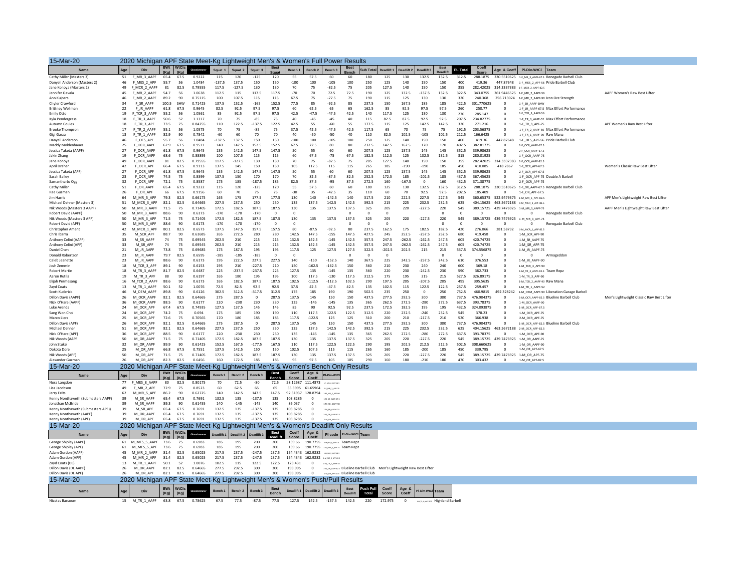## 15-Mar-20 — 2020 Michigan APF State Meet-Kg Lightweight Men's & Women's Full Power Results

| Name | Age | Div | BWt (Kg) | WtCls (Kg) | Glossbrenner | Squat 1 | Squat 2 | Squat 3 | Best Squat | Bench 1 | Bench 2 | Bench 3 | Best Bench | Sub Total | Deadlift 1 | Deadlift 2 | Deadlift 3 | Best Deadlift | PL Total | Coeff Score | Age & Coeff | Pl-Div-WtCl | Team | |
|---|---|---|---|---|---|---|---|---|---|---|---|---|---|---|---|---|---|---|---|---|---|---|---|---|
| Cathy Miller (Masters 3) | 51 | F_MR_3_AAPF | 65.4 | 67.5 | 0.9222 | 115 | 120 | -125 | 120 | 55 | 57.5 | 60 | 60 | 180 | 125 | 130 | 132.5 | 132.5 | 312.5 | 288.1875 | 330.5510625 | 1-F_MR_3_AAPF-67.5 | Renegade Barbell Club | |
| Danyell Anderson (Masters 2) | 46 | F_MES_2_APF | 55.7 | 56 | 1.0484 | -137.5 | 137.5 | 150 | 150 | -100 | 100 | -105 | 100 | 250 | 125 | 140 | 150 | 150 | 400 | 419.36 | 447.87648 | 1-F_MES_2_APF-56 | Pride Barbell Club | |
| Jane Konoya (Masters 2) | 49 | F_MCR_2_AAPF | 81 | 82.5 | 0.79555 | 117.5 | -127.5 | 130 | 130 | 70 | 75 | -82.5 | 75 | 205 | 127.5 | 140 | 150 | 150 | 355 | 282.42025 | 314.3337383 | 1-F_MCR_2_AAPF-82.5 | | |
| Jennifer Gavala | 45 | F_MR_2_AAPF | 54.7 | 56 | 1.0638 | 112.5 | 115 | 117.5 | 117.5 | -70 | 70 | 72.5 | 72.5 | 190 | 125 | 132.5 | -137.5 | 132.5 | 322.5 | 343.0755 | 361.9446525 | 1-F_MR_2_AAPF-56 | | AAPF Women's Raw Best Lifter |
| Ann Kuipers | 46 | F_MR_2_AAPF | 89.2 | 90 | 0.75115 | 100 | 107.5 | 115 | 115 | 67.5 | 75 | -77.5 | 75 | 190 | 115 | 125 | 130 | 130 | 320 | 240.368 | 256.713024 | 1-F_MR_2_AAPF-90 | Iron Ore Strength | |
| Chyler Crawford | 34 | F_SR_AAPF | 100.5 | SHW | 0.71425 | 137.5 | 152.5 | -165 | 152.5 | 77.5 | 85 | -92.5 | 85 | 237.5 | 150 | 167.5 | 185 | 185 | 422.5 | 301.770625 | 0 | 1-F_SR_AAPF-SHW | | |
| Brittney Wellman | 22 | F_JR_AAPF | 61.8 | 67.5 | 0.9645 | 82.5 | 92.5 | 97.5 | 97.5 | 60 | 62.5 | 65 | 65 | 162.5 | 85 | 92.5 | 97.5 | 97.5 | 260 | 250.77 | 0 | 1-F_JR_AAPF-67.5 | Max Effort Performance | |
| Emily Otto | 19 | F_TCR_3_AAPF | 55.2 | 56 | 1.0561 | 85 | 92.5 | 97.5 | 97.5 | 42.5 | -47.5 | -47.5 | 42.5 | 140 | 117.5 | 125 | 130 | 130 | 270 | 285.147 | 0 | 1-F_TCR_3_AAPF-56 | | |
| Kyla Pendergrass | 18 | F_TR_3_AAPF | 50.6 | 52 | 1.1317 | 70 | 75 | -85 | 75 | 40 | -45 | -45 | 40 | 115 | 82.5 | 87.5 | 92.5 | 92.5 | 207.5 | 234.82775 | 0 | 1-F_TR_3_AAPF-52 | Max Effort Performance | |
| Autumn Coules | 18 | F_TR_3_APF | 73.5 | 75 | 0.84755 | 110 | 122.5 | -137.5 | 122.5 | 42.5 | 55 | -60 | 55 | 177.5 | 115 | 125 | 142.5 | 142.5 | 320 | 271.216 | 0 | 1-F_TR_3_APF-75 | | APF Women's Raw Best Lifter |
| Brooke Thompson | 17 | F_TR_2_AAPF | 55.1 | 56 | 1.0575 | 70 | 75 | -85 | 75 | 37.5 | 42.5 | -47.5 | 42.5 | 117.5 | 65 | 70 | 75 | 75 | 192.5 | 203.56875 | 0 | 1-F_TR_2_AAPF-56 | Max Effort Performance | |
| Gigi Garza | 13 | F_TR_1_AAPF | 82.9 | 90 | 0.7842 | -60 | 60 | 70 | 70 | 40 | -50 | -50 | 40 | 110 | 82.5 | 102.5 | -105 | 102.5 | 212.5 | 166.6425 | 0 | 1-F_TR_1_AAPF-90 | Raw Mana | |
| Danyell Anderson | 46 | F_OES_APF | 55.7 | 56 | 1.0484 | -137.5 | 137.5 | 150 | 150 | -100 | 100 | -105 | 100 | 250 | 125 | 140 | 150 | 150 | 400 | 419.36 | 447.87648 | 1-F_OES_APF-56 | Pride Barbell Club | |
| Maddy Moldenhauer | 25 | F_OCR_AAPF | 62.9 | 67.5 | 0.9511 | 140 | 147.5 | 152.5 | 152.5 | 67.5 | 72.5 | 80 | 80 | 232.5 | 147.5 | 162.5 | 170 | 170 | 402.5 | 382.81775 | 0 | 1-F_OCR_AAPF-67.5 | | |
| Jessica Taketa (AAPF) | 27 | F_OCR_AAPF | 61.8 | 67.5 | 0.9645 | 135 | 142.5 | 147.5 | 147.5 | 50 | 55 | 60 | 60 | 207.5 | 125 | 137.5 | 145 | 145 | 352.5 | 339.98625 | 0 | 2-F_OCR_AAPF-67.5 | | |
| Jakin Zhang | 19 | F_OCR_AAPF | 68.6 | 75 | 0.88895 | 100 | 107.5 | 115 | 115 | 60 | 67.5 | -75 | 67.5 | 182.5 | 112.5 | 125 | 132.5 | 132.5 | 315 | 280.01925 | 0 | 1-F_OCR_AAPF-75 | | |
| Jane Konoya | 49 | F_OCR_AAPF | 81 | 82.5 | 0.79555 | 117.5 | -127.5 | 130 | 130 | 70 | 75 | -82.5 | 75 | 205 | 127.5 | 140 | 150 | 150 | 355 | 282.42025 | 314.3337383 | 1-F_OCR_AAPF-82.5 | | |
| April Draher | 42 | F_OCR_APF | 66.4 | 67.5 | 0.9113 | 137.5 | 145 | 150 | 150 | 105 | 112.5 | 115 | 115 | 265 | 185 | -190 | -190 | 185 | 450 | 410.085 | 418.2867 | 1-F_OCR_APF-67.5 | | Women's Classic Raw Best Lifter |
| Jessica Taketa (APF) | 27 | F_OCR_APF | 61.8 | 67.5 | 0.9645 | 135 | 142.5 | 147.5 | 147.5 | 50 | 55 | 60 | 60 | 207.5 | 125 | 137.5 | 145 | 145 | 352.5 | 339.98625 | 0 | 2-F_OCR_APF-67.5 | | |
| Sarah Bailey | 23 | F_OCR_APF | 74.5 | 75 | 0.8399 | 137.5 | 150 | 170 | 170 | 70 | 82.5 | -87.5 | 82.5 | 252.5 | 172.5 | 185 | -202.5 | 185 | 437.5 | 367.45625 | 0 | 1-F_OCR_APF-75 | Double A Barbell | |
| Samantha-Jo Ogg | 32 | F_OCR_APF | 72.1 | 75 | 0.8587 | 175 | 185 | -187.5 | 185 | 82.5 | 87.5 | -95 | 87.5 | 272.5 | 160 | -167.5 | 0 | 160 | 432.5 | 371.38775 | 0 | 2-F_OCR_APF-75 | | |
| Cathy Miller | 51 | F_OR_AAPF | 65.4 | 67.5 | 0.9222 | 115 | 120 | -125 | 120 | 55 | 57.5 | 60 | 60 | 180 | 125 | 130 | 132.5 | 132.5 | 312.5 | 288.1875 | 330.5510625 | 1-F_OR_AAPF-67.5 | Renegade Barbell Club | |
| Rae Guzman | 26 | F_OR_APF | 66 | 67.5 | 0.9156 | 60 | 70 | 75 | 75 | -30 | 35 | -42.5 | 35 | 110 | 60 | 70 | 92.5 | 92.5 | 202.5 | 185.409 | 0 | 1-F_OR_APF-67.5 | | |
| Jim Harris | 64 | M_MR_5_APF | 79.3 | 82.5 | 0.66175 | 165 | 175 | 177.5 | 177.5 | 130 | 140 | -142.5 | 140 | 317.5 | 210 | 222.5 | 227.5 | 227.5 | 545 | 360.65375 | 522.9479375 | 1-M_MR_5_APF-82.5 | | APF Men's Lightweight Raw Best Lifter |
| Michael Dehner (Masters 3) | 51 | M_MCR_3_APF | 82.1 | 82.5 | 0.64665 | 227.5 | 237.5 | 250 | 250 | 135 | 137.5 | 142.5 | 142.5 | 392.5 | 215 | 225 | 232.5 | 232.5 | 625 | 404.15625 | 463.5672188 | 1-M_MCR_3_APF-82.5 | | |
| Nik Woods (Masters 3 AAPF) | 50 | M_MR_3_AAPF | 71.5 | 75 | 0.71405 | 172.5 | 182.5 | 187.5 | 187.5 | 130 | 135 | 137.5 | 137.5 | 325 | 205 | 220 | -227.5 | 220 | 545 | 389.15725 | 439.7476925 | 1-M_MR_3_AAPF-75 | | AAPF Men's Lightweight Raw Best Lifter |
| Robert David (AAPF) | 50 | M_MR_3_AAPF | 88.6 | 90 | 0.6173 | -170 | -170 | -170 | 0 | 0 | | | 0 | 0 | 0 | | | 0 | 0 | 0 | 0 | 0 | Renegade Barbell Club | |
| Nik Woods (Masters 3 APF) | 50 | M_MR_3_APF | 71.5 | 75 | 0.71405 | 172.5 | 182.5 | 187.5 | 187.5 | 130 | 135 | 137.5 | 137.5 | 325 | 205 | 220 | -227.5 | 220 | 545 | 389.15725 | 439.7476925 | 1-M_MR_3_APF-75 | | |
| Robert David (APF) | 50 | M_MR_3_APF | 88.6 | 90 | 0.6173 | -170 | -170 | -170 | 0 | 0 | | | 0 | 0 | 0 | | | 0 | 0 | 0 | 0 | 0 | Renegade Barbell Club | |
| Christopher Ament | 42 | M_MCR_1_APF | 80.1 | 82.5 | 0.6573 | 137.5 | 147.5 | 157.5 | 157.5 | 80 | -87.5 | -92.5 | 80 | 237.5 | 162.5 | 175 | 182.5 | 182.5 | 420 | 276.066 | 281.58732 | 1-M_MCR_1_APF-82.5 | | |
| Chris Ibarra | 35 | M_SCR_APF | 88.7 | 90 | 0.61685 | 265 | 272.5 | 280 | 280 | 142.5 | 147.5 | -155 | 147.5 | 427.5 | 245 | 252.5 | -257.5 | 252.5 | 680 | 419.458 | 0 | 1-M_SCR_APF-90 | | |
| Anthony Celini (AAPF) | 33 | M_SR_AAPF | 74 | 75 | 0.69545 | 202.5 | 210 | 215 | 215 | 132.5 | 142.5 | -145 | 142.5 | 357.5 | 247.5 | -262.5 | -262.5 | 247.5 | 605 | 420.74725 | 0 | 1-M_SR_AAPF-75 | | |
| Anthony Celini (APF) | 33 | M_SR_APF | 74 | 75 | 0.69545 | 202.5 | 210 | 215 | 215 | 132.5 | 142.5 | -145 | 142.5 | 357.5 | 247.5 | -262.5 | -262.5 | 247.5 | 605 | 420.74725 | 0 | 1-M_SR_APF-75 | | |
| Daniel Chen | 21 | M_JR_AAPF | 73.8 | 75 | 0.69685 | 175 | 187.5 | 195 | 195 | 117.5 | 125 | 127.5 | 127.5 | 322.5 | -202.5 | 202.5 | 215 | 215 | 537.5 | 374.556875 | 0 | 1-M_JR_AAPF-75 | | |
| Donald Robertson | 23 | M_JR_AAPF | 78.2 | 82.5 | 0.6595 | -185 | -185 | -185 | 0 | 0 | | | 0 | 0 | 0 | | | 0 | 0 | 0 | 0 | 0 | Armageddon | |
| Caleb Jeanette | 23 | M_JR_AAPF | 88.6 | 90 | 0.6173 | 195 | 222.5 | 227.5 | 227.5 | 140 | -150 | -152.5 | 140 | 367.5 | 225 | 242.5 | -257.5 | 242.5 | 610 | 376.553 | 0 | 1-M_JR_AAPF-90 | | |
| Josh Zemmin | 18 | M_TCR_3_APF | 89.1 | 90 | 0.6153 | 195 | 210 | -227.5 | 210 | 150 | -162.5 | -162.5 | 150 | 360 | 210 | 230 | 240 | 240 | 600 | 369.18 | 0 | 1-M_TCR_3_APF-90 | | |
| Robert Martin | 18 | M_TR_3_AAPF | 81.7 | 82.5 | 0.6487 | 225 | -237.5 | -237.5 | 225 | 127.5 | 135 | -145 | 135 | 360 | 220 | 230 | -242.5 | 230 | 590 | 382.733 | 0 | 1-M_TR_3_AAPF-82.5 | Team Repz | |
| Aaron Rutila | 19 | M_TR_3_APF | 88 | 90 | 0.6197 | 165 | 180 | 195 | 195 | 100 | 117.5 | -130 | 117.5 | 312.5 | 175 | 195 | 215 | 215 | 527.5 | 326.89175 | 0 | 1-M_TR_3_APF-90 | | |
| Elijah Permesang | 16 | M_TCR_2_AAPF | 88.6 | 90 | 0.6173 | 165 | 182.5 | 187.5 | 187.5 | 102.5 | -112.5 | -112.5 | 102.5 | 290 | 197.5 | 205 | -207.5 | 205 | 495 | 305.5635 | 0 | 1-M_TCR_2_AAPF-90 | Raw Mana | |
| Zayd Coats | 13 | M_TR_1_AAPF | 50.1 | 52 | 1.0076 | 72.5 | 82.5 | 92.5 | 92.5 | 37.5 | 42.5 | -47.5 | 42.5 | 135 | 102.5 | 115 | 122.5 | 122.5 | 257.5 | 259.457 | 0 | 1-M_TR_1_AAPF-52 | | |
| Scott Kuderick | 46 | M_OEM_AAPF | 89.8 | 90 | 0.6126 | 302.5 | 312.5 | -317.5 | 312.5 | 175 | 185 | 190 | 190 | 502.5 | 235 | 250 | 0 | 250 | 752.5 | 460.9815 | 492.328242 | 1-M_OEM_AAPF-90 | Liberation Garage Barbell | |
| Dillon Davis (AAPF) | 26 | M_OCR_AAPF | 82.1 | 82.5 | 0.64665 | 275 | 287.5 | 0 | 287.5 | 137.5 | 145 | 150 | 150 | 437.5 | 277.5 | 292.5 | 300 | 300 | 737.5 | 476.904375 | 0 | 1-M_OCR_AAPF-82.5 | Blueline Barbell Club | Men's Lightweight Classic Raw Best Lifter |
| Nick O'Hare (AAPF) | 36 | M_OCR_AAPF | 88.5 | 90 | 0.6177 | 220 | -230 | 230 | 230 | 135 | -145 | -145 | 135 | 365 | 262.5 | 272.5 | -280 | 272.5 | 637.5 | 393.78375 | 0 | 1-M_OCR_AAPF-90 | | |
| Luke Arends | 24 | M_OCR_APF | 67.4 | 67.5 | 0.74935 | 127.5 | 137.5 | 145 | 145 | 85 | 90 | 92.5 | 92.5 | 237.5 | 172.5 | 182.5 | 195 | 195 | 432.5 | 324.093875 | 0 | 1-M_OCR_APF-67.5 | | |
| Sang Won Choi | 24 | M_OCR_APF | 74.2 | 75 | 0.694 | 175 | 185 | 190 | 190 | 110 | 117.5 | 122.5 | 122.5 | 312.5 | 220 | 232.5 | -240 | 232.5 | 545 | 378.23 | 0 | 1-M_OCR_APF-75 | | |
| Marco Liera | 25 | M_OCR_APF | 72.6 | 75 | 0.70565 | 170 | 180 | 185 | 185 | 117.5 | -122.5 | 125 | 125 | 310 | 200 | 210 | -217.5 | 210 | 520 | 366.938 | 0 | 2-M_OCR_APF-75 | | |
| Dillon Davis (APF) | 26 | M_OCR_APF | 82.1 | 82.5 | 0.64665 | 275 | 287.5 | 0 | 287.5 | 137.5 | 145 | 150 | 150 | 437.5 | 277.5 | 292.5 | 300 | 300 | 737.5 | 476.904375 | 0 | 1-M_OCR_APF-82.5 | Blueline Barbell Club | |
| Michael Dehner | 51 | M_OCR_APF | 82.1 | 82.5 | 0.64665 | 227.5 | 237.5 | 250 | 250 | 135 | 137.5 | 142.5 | 142.5 | 392.5 | 215 | 225 | 232.5 | 232.5 | 625 | 404.15625 | 463.5672188 | 2-M_OCR_APF-82.5 | | |
| Nick O'Hare (APF) | 36 | M_OCR_APF | 88.5 | 90 | 0.6177 | 220 | -230 | 230 | 230 | 135 | -145 | -145 | 135 | 365 | 262.5 | 272.5 | -280 | 272.5 | 637.5 | 393.78375 | 0 | 1-M_OCR_APF-90 | | |
| Nik Woods (AAPF | 50 | M_OR_AAPF | 71.5 | 75 | 0.71405 | 172.5 | 182.5 | 187.5 | 187.5 | 130 | 135 | 137.5 | 137.5 | 325 | 205 | 220 | -227.5 | 220 | 545 | 389.15725 | 439.7476925 | 1-M_OR_AAPF-75 | | |
| John Stukel | 32 | M_OR_AAPF | 89.9 | 90 | 0.61425 | 152.5 | 167.5 | -177.5 | 167.5 | 110 | 117.5 | 122.5 | 122.5 | 290 | 195 | 202.5 | 212.5 | 212.5 | 502.5 | 308.660625 | 0 | 1-M_OR_AAPF-90 | | |
| Dakota Dore | 25 | M_OR_APF | 66.8 | 67.5 | 0.7551 | 137.5 | 142.5 | 150 | 150 | 102.5 | 107.5 | 115 | 115 | 265 | 160 | 185 | -200 | 185 | 450 | 339.795 | 0 | 1-M_OR_APF-67.5 | | |
| Nik Woods (APF) | 50 | M_OR_APF | 71.5 | 75 | 0.71405 | 172.5 | 182.5 | 187.5 | 187.5 | 130 | 135 | 137.5 | 137.5 | 325 | 205 | 220 | -227.5 | 220 | 545 | 389.15725 | 439.7476925 | 1-M_OR_APF-75 | | |
| Alexander Guzman | 26 | M_OR_APF | 82.3 | 82.5 | 0.6456 | 160 | 172.5 | 185 | 185 | 95 | 97.5 | 105 | 105 | 290 | 160 | 180 | -210 | 180 | 470 | 303.432 | 0 | 1-M_OR_APF-82.5 | | |

## 15-Mar-20 — 2020 Michigan APF State Meet-Kg Lightweight Men's & Women's Bench Only Results

| Name | Age | Div | BWt (Kg) | WtCls (Kg) | Glossbrenner | Bench 1 | Bench 2 | Bench 3 | Best Bench | Coeff Score | Age & Coeff | Pl-Div-WtCl |
|---|---|---|---|---|---|---|---|---|---|---|---|---|
| Nora Langdon | 77 | F_MES_8_AAPF | 80 | 82.5 | 0.80175 | 70 | 72.5 | -80 | 72.5 | 58.12687 | 111.4873 | 1-F_MES_8_AAPF-82.5 |
| Lisa Jacobson | 49 | F_MR_2_APF | 72.9 | 75 | 0.8523 | 60 | 62.5 | 65 | 65 | 55.3995 | 61.65964 | 1-F_MR_2_APF-75 |
| Jerry Felts | 62 | M_MR_5_APF | 86.2 | 90 | 0.62725 | 140 | 142.5 | 147.5 | 147.5 | 92.51937 | 128.8794 | 1-M_MR_5_APF-90 |
| Kenny Nonthaweth (Submasters AAPF) | 39 | M_SR_AAPF | 65.4 | 67.5 | 0.7691 | 132.5 | 135 | -137.5 | 135 | 103.8285 | 0 | 1-M_SR_AAPF-67.5 |
| Jonathan McBride | 39 | M_SR_AAPF | 89.3 | 90 | 0.61455 | 140 | -145 | -145 | 140 | 86.037 | 0 | 1-M_SR_AAPF-90 |
| Kenny Nonthaweth (Submasters APF)) | 39 | M_SR_APF | 65.4 | 67.5 | 0.7691 | 132.5 | 135 | -137.5 | 135 | 103.8285 | 0 | 1-M_SR_APF-67.5 |
| Kenny Nonthaweth (AAPF) | 39 | M_OR_AAPF | 65.4 | 67.5 | 0.7691 | 132.5 | 135 | -137.5 | 135 | 103.8285 | 0 | 1-M_OR_AAPF-67.5 |
| Kenny Nonthaweth (APF) | 39 | M_OR_APF | 65.4 | 67.5 | 0.7691 | 132.5 | 135 | -137.5 | 135 | 103.8285 | 0 | 1-M_OR_APF-67.5 |

## 15-Mar-20 — 2020 Michigan APF State Meet-Kg Lightweight Men's & Women's Deadlift Only Results

| Name | Age | Div | BWt (Kg) | WtCls (Kg) | Glossbrenner | Deadlift 1 | Deadlift 2 | Deadlift 3 | Best Deadlift | Coeff Score | Age & Coeff | Pl code | Pl-Div-WtCl | Team | |
|---|---|---|---|---|---|---|---|---|---|---|---|---|---|---|---|
| George Shipley (AAPF) | 61 | M_MES_5_AAPF | 73.6 | 75 | 0.6983 | 185 | 195 | 200 | 200 | 139.66 | 190.7755 | 1-M_MES_5_AAPF-75 | | Team Repz | |
| George Shipley (APF) | 61 | M_MES_5_APF | 73.6 | 75 | 0.6983 | 185 | 195 | 200 | 200 | 139.66 | 190.7755 | 1-M_MES_5_APF-75 | | Team Repz | |
| Adam Gordon (AAPF) | 45 | M_MR_2_AAPF | 81.4 | 82.5 | 0.65025 | 217.5 | 237.5 | -247.5 | 237.5 | 154.4343 | 162.9282 | 1-M_MR_2_AAPF-82.5 | | | |
| Adam Gordon (APF) | 45 | M_MR_2_APF | 81.4 | 82.5 | 0.65025 | 217.5 | 237.5 | -247.5 | 237.5 | 154.4343 | 162.9282 | 1-M_MR_2_APF-82.5 | | | |
| Zayd Coats (DL) | 13 | M_TR_1_AAPF | 50.1 | 52 | 1.0076 | 102.5 | 115 | 122.5 | 122.5 | 123.431 | 0 | 1-M_TR_1_AAPF-52 | | | |
| Dillon Davis (DL AAPF) | 26 | M_OR_AAPF | 82.1 | 82.5 | 0.64665 | 277.5 | 292.5 | 300 | 300 | 193.995 | 0 | 1-M_OR_AAPF-82.5 | | Blueline Barbell Club | Men's Lightweight Raw Best Lifter |
| Dillon Davis (DL APF) | 26 | M_OR_APF | 82.1 | 82.5 | 0.64665 | 277.5 | 292.5 | 300 | 300 | 193.995 | 0 | 1-M_OR_APF-82.5 | | Blueline Barbell Club | |

## 15-Mar-20 — 2020 Michigan APF State Meet-Kg Lightweight Men's & Women's Push/Pull Results

| Name | Age | Div | BWt (Kg) | WtCls (Kg) | Glossbrenner | Bench 1 | Bench 2 | Bench 3 | Best Bench | Deadlift 1 | Deadlift 2 | Deadlift 3 | Best Deadlift | Push Pull Total | Coeff Score | Age & Coeff | Pl-Div-WtCl | Team |
|---|---|---|---|---|---|---|---|---|---|---|---|---|---|---|---|---|---|---|
| Nicolas Barsoum | 15 | M_TR_1_AAPF | 63.8 | 67.5 | 0.78625 | 67.5 | 77.5 | -87.5 | 77.5 | 127.5 | 142.5 | -157.5 | 142.5 | 220 | 172.975 | 0 | 1-M_TR_1_AAPF-67.5 | Highland Barbell |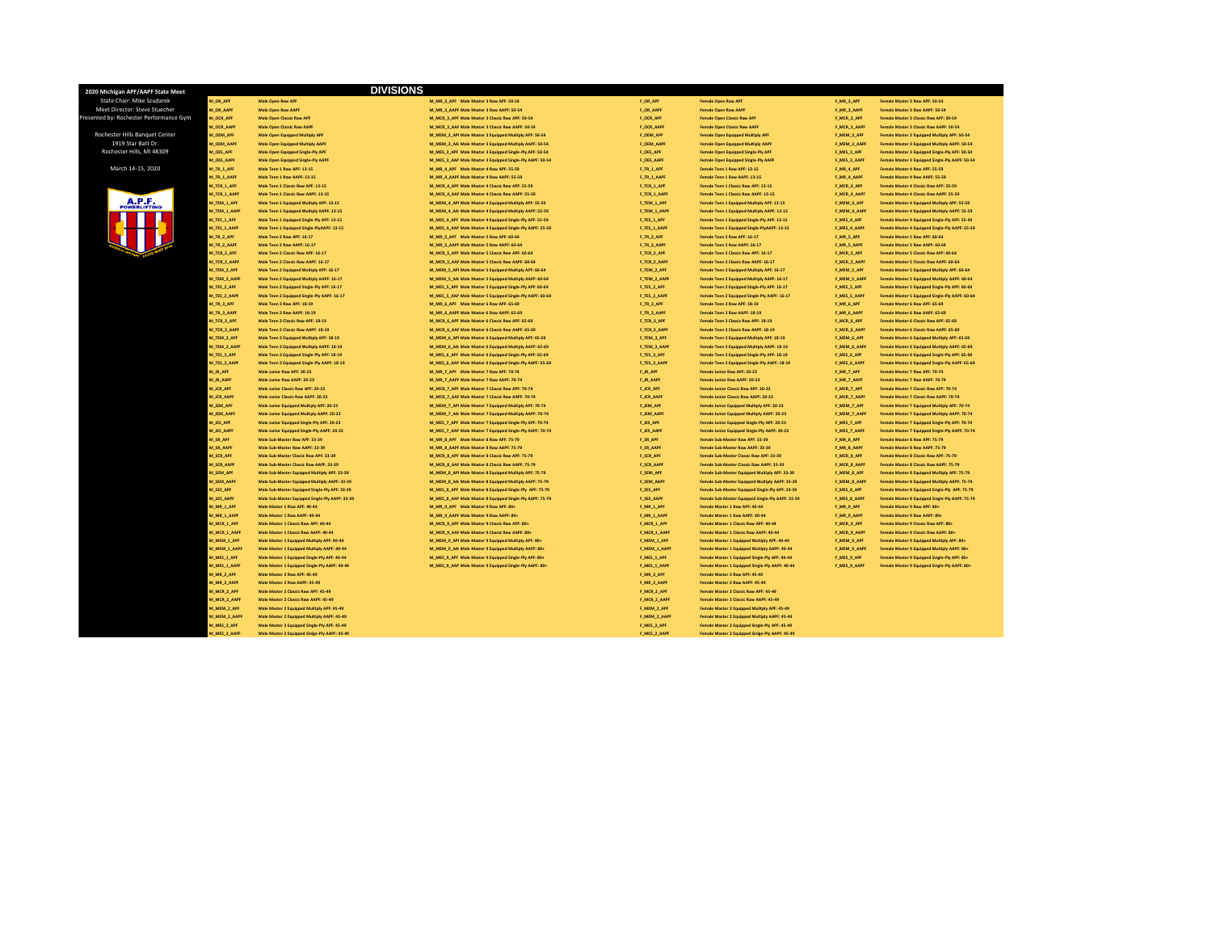**2020 Michigan APF/AAPF State Meet**

State Chair: Mike Szudarek
Meet Director: Steve Stuecher
Presented by: Rochester Performance Gym

Rochester Hills Banquet Center
1919 Star Batt Dr.
Rochester Hills, MI 48309

March 14-15, 2020

# DIVISIONS

| | | | | | | | |
|---|---|---|---|---|---|---|---|
| M_OR_APF | Male Open Raw APF | M_MR_3_APF | Male Master 3 Raw APF: 50-54 | F_OR_APF | Female Open Raw APF | F_MR_3_APF | Female Master 3 Raw APF: 50-54 |
| M_OR_AAPF | Male Open Raw AAPF | M_MR_3_AAPF | Male Master 3 Raw AAPF: 50-54 | F_OR_AAPF | Female Open Raw AAPF | F_MR_3_AAPF | Female Master 3 Raw AAPF: 50-54 |
| M_OCR_APF | Male Open Classic Raw APF | M_MCR_3_APF | Male Master 3 Classic Raw APF: 50-54 | F_OCR_APF | Female Open Classic Raw APF | F_MCR_3_APF | Female Master 3 Classic Raw APF: 50-54 |
| M_OCR_AAPF | Male Open Classic Raw AAPF | M_MCR_3_AAPF | Male Master 3 Classic Raw AAPF: 50-54 | F_OCR_AAPF | Female Open Classic Raw AAPF | F_MCR_3_AAPF | Female Master 3 Classic Raw AAPF: 50-54 |
| M_OEM_APF | Male Open Equipped Multiply APF | M_MEM_3_APF | Male Master 3 Equipped Multiply APF: 50-54 | F_OEM_APF | Female Open Equipped Multiply APF | F_MEM_3_APF | Female Master 3 Equipped Multiply APF: 50-54 |
| M_OEM_AAPF | Male Open Equipped Multiply AAPF | M_MEM_3_AAPF | Male Master 3 Equipped Multiply AAPF: 50-54 | F_OEM_AAPF | Female Open Equipped Multiply AAPF | F_MEM_3_AAPF | Female Master 3 Equipped Multiply AAPF: 50-54 |
| M_OES_APF | Male Open Equipped Single-Ply APF | M_MES_3_APF | Male Master 3 Equipped Single-Ply APF: 50-54 | F_OES_APF | Female Open Equipped Single-Ply APF | F_MES_3_APF | Female Master 3 Equipped Single-Ply APF: 50-54 |
| M_OES_AAPF | Male Open Equipped Single-Ply AAPF | M_MES_3_AAPF | Male Master 3 Equipped Single-Ply AAPF: 50-54 | F_OES_AAPF | Female Open Equipped Single-Ply AAPF | F_MES_3_AAPF | Female Master 3 Equipped Single-Ply AAPF: 50-54 |
| M_TR_1_APF | Male Teen 1 Raw APF: 13-15 | M_MR_4_APF | Male Master 4 Raw APF: 55-59 | F_TR_1_APF | Female Teen 1 Raw APF: 13-15 | F_MR_4_APF | Female Master 4 Raw APF: 55-59 |
| M_TR_1_AAPF | Male Teen 1 Raw AAPF: 13-15 | M_MR_4_AAPF | Male Master 4 Raw AAPF: 55-59 | F_TR_1_AAPF | Female Teen 1 Raw AAPF: 13-15 | F_MR_4_AAPF | Female Master 4 Raw AAPF: 55-59 |
| M_TCR_1_APF | Male Teen 1 Classic Raw APF: 13-15 | M_MCR_4_APF | Male Master 4 Classic Raw APF: 55-59 | F_TCR_1_APF | Female Teen 1 Classic Raw APF: 13-15 | F_MCR_4_APF | Female Master 4 Classic Raw APF: 55-59 |
| M_TCR_1_AAPF | Male Teen 1 Classic Raw AAPF: 13-15 | M_MCR_4_AAPF | Male Master 4 Classic Raw AAPF: 55-59 | F_TCR_1_AAPF | Female Teen 1 Classic Raw AAPF: 13-15 | F_MCR_4_AAPF | Female Master 4 Classic Raw AAPF: 55-59 |
| M_TEM_1_APF | Male Teen 1 Equipped Multiply APF: 13-15 | M_MEM_4_APF | Male Master 4 Equipped Multiply APF: 55-59 | F_TEM_1_APF | Female Teen 1 Equipped Multiply APF: 13-15 | F_MEM_4_APF | Female Master 4 Equipped Multiply APF: 55-59 |
| M_TEM_1_AAPF | Male Teen 1 Equipped Multiply AAPF: 13-15 | M_MEM_4_AAPF | Male Master 4 Equipped Multiply AAPF: 55-59 | F_TEM_1_AAPF | Female Teen 1 Equipped Multiply AAPF: 13-15 | F_MEM_4_AAPF | Female Master 4 Equipped Multiply AAPF: 55-59 |
| M_TES_1_APF | Male Teen 1 Equipped Single-Ply APF: 13-15 | M_MES_4_APF | Male Master 4 Equipped Single-Ply APF: 55-59 | F_TES_1_APF | Female Teen 1 Equipped Single-Ply APF: 13-15 | F_MES_4_APF | Female Master 4 Equipped Single-Ply APF: 55-59 |
| M_TES_1_AAPF | Male Teen 1 Equipped Single-PlyAAPF: 13-15 | M_MES_4_AAPF | Male Master 4 Equipped Single-Ply AAPF: 55-59 | F_TES_1_AAPF | Female Teen 1 Equipped Single-PlyAAPF: 13-15 | F_MES_4_AAPF | Female Master 4 Equipped Single-Ply AAPF: 55-59 |
| M_TR_2_APF | Male Teen 2 Raw APF: 16-17 | M_MR_5_APF | Male Master 5 Raw APF: 60-64 | F_TR_2_APF | Female Teen 2 Raw APF: 16-17 | F_MR_5_APF | Female Master 5 Raw APF: 60-64 |
| M_TR_2_AAPF | Male Teen 2 Raw AAPF: 16-17 | M_MR_5_AAPF | Male Master 5 Raw AAPF: 60-64 | F_TR_2_AAPF | Female Teen 2 Raw AAPF: 16-17 | F_MR_5_AAPF | Female Master 5 Raw AAPF: 60-64 |
| M_TCR_2_APF | Male Teen 2 Classic Raw APF: 16-17 | M_MCR_5_APF | Male Master 5 Classic Raw APF: 60-64 | F_TCR_2_APF | Female Teen 2 Classic Raw APF: 16-17 | F_MCR_5_APF | Female Master 5 Classic Raw APF: 60-64 |
| M_TCR_2_AAPF | Male Teen 2 Classic Raw AAPF: 16-17 | M_MCR_5_AAPF | Male Master 5 Classic Raw AAPF: 60-64 | F_TCR_2_AAPF | Female Teen 2 Classic Raw AAPF: 16-17 | F_MCR_5_AAPF | Female Master 5 Classic Raw AAPF: 60-64 |
| M_TEM_2_APF | Male Teen 2 Equipped Multiply APF: 16-17 | M_MEM_5_APF | Male Master 5 Equipped Multiply APF: 60-64 | F_TEM_2_APF | Female Teen 2 Equipped Multiply APF: 16-17 | F_MEM_5_APF | Female Master 5 Equipped Multiply APF: 60-64 |
| M_TEM_2_AAPF | Male Teen 2 Equipped Multiply AAPF: 16-17 | M_MEM_5_AAPF | Male Master 5 Equipped Multiply AAPF: 60-64 | F_TEM_2_AAPF | Female Teen 2 Equipped Multiply AAPF: 16-17 | F_MEM_5_AAPF | Female Master 5 Equipped Multiply AAPF: 60-64 |
| M_TES_2_APF | Male Teen 2 Equipped Single-Ply APF: 16-17 | M_MES_5_APF | Male Master 5 Equipped Single-Ply APF: 60-64 | F_TES_2_APF | Female Teen 2 Equipped Single-Ply APF: 16-17 | F_MES_5_APF | Female Master 5 Equipped Single-Ply APF: 60-64 |
| M_TES_2_AAPF | Male Teen 2 Equipped Single-Ply AAPF: 16-17 | M_MES_5_AAPF | Male Master 5 Equipped Single-Ply AAPF: 60-64 | F_TES_2_AAPF | Female Teen 2 Equipped Single-Ply AAPF: 16-17 | F_MES_5_AAPF | Female Master 5 Equipped Single-Ply AAPF: 60-64 |
| M_TR_3_APF | Male Teen 3 Raw APF: 18-19 | M_MR_6_APF | Male Master 6 Raw APF: 65-69 | F_TR_3_APF | Female Teen 3 Raw APF: 18-19 | F_MR_6_APF | Female Master 6 Raw APF: 65-69 |
| M_TR_3_AAPF | Male Teen 3 Raw AAPF: 18-19 | M_MR_6_AAPF | Male Master 6 Raw AAPF: 65-69 | F_TR_3_AAPF | Female Teen 3 Raw AAPF: 18-19 | F_MR_6_AAPF | Female Master 6 Raw AAPF: 65-69 |
| M_TCR_3_APF | Male Teen 3 Classic Raw APF: 18-19 | M_MCR_6_APF | Male Master 6 Classic Raw APF: 65-69 | F_TCR_3_APF | Female Teen 3 Classic Raw APF: 18-19 | F_MCR_6_APF | Female Master 6 Classic Raw APF: 65-69 |
| M_TCR_3_AAPF | Male Teen 3 Classic Raw AAPF: 18-19 | M_MCR_6_AAPF | Male Master 6 Classic Raw AAPF: 65-69 | F_TCR_3_AAPF | Female Teen 3 Classic Raw AAPF: 18-19 | F_MCR_6_AAPF | Female Master 6 Classic Raw AAPF: 65-69 |
| M_TEM_3_APF | Male Teen 3 Equipped Multiply APF: 18-19 | M_MEM_6_APF | Male Master 6 Equipped Multiply APF: 65-69 | F_TEM_3_APF | Female Teen 3 Equipped Multiply APF: 18-19 | F_MEM_6_APF | Female Master 6 Equipped Multiply APF: 65-69 |
| M_TEM_3_AAPF | Male Teen 3 Equipped Multiply AAPF: 18-19 | M_MEM_6_AAPF | Male Master 6 Equipped Multiply AAPF: 65-69 | F_TEM_3_AAPF | Female Teen 3 Equipped Multiply AAPF: 18-19 | F_MEM_6_AAPF | Female Master 6 Equipped Multiply AAPF: 65-69 |
| M_TES_3_APF | Male Teen 3 Equipped Single-Ply APF: 18-19 | M_MES_6_APF | Male Master 6 Equipped Single-Ply APF: 65-69 | F_TES_3_APF | Female Teen 3 Equipped Single-Ply APF: 18-19 | F_MES_6_APF | Female Master 6 Equipped Single-Ply APF: 65-69 |
| M_TES_3_AAPF | Male Teen 3 Equipped Single-Ply AAPF: 18-19 | M_MES_6_AAPF | Male Master 6 Equipped Single-Ply AAPF: 65-69 | F_TES_3_AAPF | Female Teen 3 Equipped Single-Ply AAPF: 18-19 | F_MES_6_AAPF | Female Master 6 Equipped Single-Ply AAPF: 65-69 |
| M_JR_APF | Male Junior Raw APF: 20-23 | M_MR_7_APF | Male Master 7 Raw APF: 70-74 | F_JR_APF | Female Junior Raw APF: 20-23 | F_MR_7_APF | Female Master 7 Raw APF: 70-74 |
| M_JR_AAPF | Male Junior Raw AAPF: 20-23 | M_MR_7_AAPF | Male Master 7 Raw AAPF: 70-74 | F_JR_AAPF | Female Junior Raw AAPF: 20-23 | F_MR_7_AAPF | Female Master 7 Raw AAPF: 70-74 |
| M_JCR_APF | Male Junior Classic Raw APF: 20-23 | M_MCR_7_APF | Male Master 7 Classic Raw APF: 70-74 | F_JCR_APF | Female Junior Classic Raw APF: 20-23 | F_MCR_7_APF | Female Master 7 Classic Raw APF: 70-74 |
| M_JCR_AAPF | Male Junior Classic Raw AAPF: 20-23 | M_MCR_7_AAPF | Male Master 7 Classic Raw AAPF: 70-74 | F_JCR_AAPF | Female Junior Classic Raw AAPF: 20-23 | F_MCR_7_AAPF | Female Master 7 Classic Raw AAPF: 70-74 |
| M_JEM_APF | Male Junior Equipped Multiply APF: 20-23 | M_MEM_7_APF | Male Master 7 Equipped Multiply APF: 70-74 | F_JEM_APF | Female Junior Equipped Multiply APF: 20-23 | F_MEM_7_APF | Female Master 7 Equipped Multiply APF: 70-74 |
| M_JEM_AAPF | Male Junior Equipped Multiply AAPF: 20-23 | M_MEM_7_AAPF | Male Master 7 Equipped Multiply AAPF: 70-74 | F_JEM_AAPF | Female Junior Equipped Multiply AAPF: 20-23 | F_MEM_7_AAPF | Female Master 7 Equipped Multiply AAPF: 70-74 |
| M_JES_APF | Male Junior Equipped Single-Ply APF: 20-23 | M_MES_7_APF | Male Master 7 Equipped Single-Ply APF: 70-74 | F_JES_APF | Female Junior Equipped Single-Ply APF: 20-23 | F_MES_7_APF | Female Master 7 Equipped Single-Ply APF: 70-74 |
| M_JES_AAPF | Male Junior Equipped Single-Ply AAPF: 20-23 | M_MES_7_AAPF | Male Master 7 Equipped Single-Ply AAPF: 70-74 | F_JES_AAPF | Female Junior Equipped Single-Ply AAPF: 20-23 | F_MES_7_AAPF | Female Master 7 Equipped Single-Ply AAPF: 70-74 |
| M_SR_APF | Male Sub-Master Raw APF: 33-39 | M_MR_8_APF | Male Master 8 Raw APF: 75-79 | F_SR_APF | Female Sub-Master Raw APF: 33-39 | F_MR_8_APF | Female Master 8 Raw APF: 75-79 |
| M_SR_AAPF | Male Sub-Master Raw AAPF: 33-39 | M_MR_8_AAPF | Male Master 8 Raw AAPF: 75-79 | F_SR_AAPF | Female Sub-Master Raw AAPF: 33-39 | F_MR_8_AAPF | Female Master 8 Raw AAPF: 75-79 |
| M_SCR_APF | Male Sub-Master Classic Raw APF: 33-39 | M_MCR_8_APF | Male Master 8 Classic Raw APF: 75-79 | F_SCR_APF | Female Sub-Master Classic Raw APF: 33-39 | F_MCR_8_APF | Female Master 8 Classic Raw APF: 75-79 |
| M_SCR_AAPF | Male Sub-Master Classic Raw AAPF: 33-39 | M_MCR_8_AAPF | Male Master 8 Classic Raw AAPF: 75-79 | F_SCR_AAPF | Female Sub-Master Classic Raw AAPF: 33-39 | F_MCR_8_AAPF | Female Master 8 Classic Raw AAPF: 75-79 |
| M_SEM_APF | Male Sub-Master Equipped Multiply APF: 33-39 | M_MEM_8_APF | Male Master 8 Equipped Multiply APF: 75-79 | F_SEM_APF | Female Sub-Master Equipped Multiply APF: 33-39 | F_MEM_8_APF | Female Master 8 Equipped Multiply APF: 75-79 |
| M_SEM_AAPF | Male Sub-Master Equipped Multiply AAPF: 33-39 | M_MEM_8_AAPF | Male Master 8 Equipped Multiply AAPF: 75-79 | F_SEM_AAPF | Female Sub-Master Equipped Multiply AAPF: 33-39 | F_MEM_8_AAPF | Female Master 8 Equipped Multiply AAPF: 75-79 |
| M_SES_APF | Male Sub-Master Equipped Single-Ply APF: 33-39 | M_MES_8_APF | Male Master 8 Equipped Single-Ply APF: 75-79 | F_SES_APF | Female Sub-Master Equipped Single-Ply APF: 33-39 | F_MES_8_APF | Female Master 8 Equipped Single-Ply APF: 75-79 |
| M_SES_AAPF | Male Sub-Master Equipped Single-Ply AAPF: 33-39 | M_MES_8_AAPF | Male Master 8 Equipped Single-Ply AAPF: 75-79 | F_SES_AAPF | Female Sub-Master Equipped Single-Ply AAPF: 33-39 | F_MES_8_AAPF | Female Master 8 Equipped Single-Ply AAPF: 75-79 |
| M_MR_1_APF | Male Master 1 Raw APF: 40-44 | M_MR_9_APF | Male Master 9 Raw APF: 80+ | F_MR_1_APF | Female Master 1 Raw APF: 40-44 | F_MR_9_APF | Female Master 9 Raw APF: 80+ |
| M_MR_1_AAPF | Male Master 1 Raw AAPF: 40-44 | M_MR_9_AAPF | Male Master 9 Raw AAPF: 80+ | F_MR_1_AAPF | Female Master 1 Raw AAPF: 40-44 | F_MR_9_AAPF | Female Master 9 Raw AAPF: 80+ |
| M_MCR_1_APF | Male Master 1 Classic Raw APF: 40-44 | M_MCR_9_APF | Male Master 9 Classic Raw APF: 80+ | F_MCR_1_APF | Female Master 1 Classic Raw APF: 40-44 | F_MCR_9_APF | Female Master 9 Classic Raw APF: 80+ |
| M_MCR_1_AAPF | Male Master 1 Classic Raw AAPF: 40-44 | M_MCR_9_AAPF | Male Master 9 Classic Raw AAPF: 80+ | F_MCR_1_AAPF | Female Master 1 Classic Raw AAPF: 40-44 | F_MCR_9_AAPF | Female Master 9 Classic Raw AAPF: 80+ |
| M_MEM_1_APF | Male Master 1 Equipped Multiply APF: 40-44 | M_MEM_9_APF | Male Master 9 Equipped Multiply APF: 80+ | F_MEM_1_APF | Female Master 1 Equipped Multiply APF: 40-44 | F_MEM_9_APF | Female Master 9 Equipped Multiply APF: 80+ |
| M_MEM_1_AAPF | Male Master 1 Equipped Multiply AAPF: 40-44 | M_MEM_9_AAPF | Male Master 9 Equipped Multiply AAPF: 80+ | F_MEM_1_AAPF | Female Master 1 Equipped Multiply AAPF: 40-44 | F_MEM_9_AAPF | Female Master 9 Equipped Multiply AAPF: 80+ |
| M_MES_1_APF | Male Master 1 Equipped Single-Ply APF: 40-44 | M_MES_9_APF | Male Master 9 Equipped Single-Ply APF: 80+ | F_MES_1_APF | Female Master 1 Equipped Single-Ply APF: 40-44 | F_MES_9_APF | Female Master 9 Equipped Single-Ply APF: 80+ |
| M_MES_1_AAPF | Male Master 1 Equipped Single-Ply AAPF: 40-44 | M_MES_9_AAPF | Male Master 9 Equipped Single-Ply AAPF: 80+ | F_MES_1_AAPF | Female Master 1 Equipped Single-Ply AAPF: 40-44 | F_MES_9_AAPF | Female Master 9 Equipped Single-Ply AAPF: 80+ |
| M_MR_2_APF | Male Master 2 Raw APF: 45-49 | | | F_MR_2_APF | Female Master 2 Raw APF: 45-49 | | |
| M_MR_2_AAPF | Male Master 2 Raw AAPF: 45-49 | | | F_MR_2_AAPF | Female Master 2 Raw AAPF: 45-49 | | |
| M_MCR_2_APF | Male Master 2 Classic Raw APF: 45-49 | | | F_MCR_2_APF | Female Master 2 Classic Raw APF: 45-49 | | |
| M_MCR_2_AAPF | Male Master 2 Classic Raw AAPF: 45-49 | | | F_MCR_2_AAPF | Female Master 2 Classic Raw AAPF: 45-49 | | |
| M_MEM_2_APF | Male Master 2 Equipped Multiply APF: 45-49 | | | F_MEM_2_APF | Female Master 2 Equipped Multiply APF: 45-49 | | |
| M_MEM_2_AAPF | Male Master 2 Equipped Multiply AAPF: 45-49 | | | F_MEM_2_AAPF | Female Master 2 Equipped Multiply AAPF: 45-49 | | |
| M_MES_2_APF | Male Master 2 Equipped Single-Ply APF: 45-49 | | | F_MES_2_APF | Female Master 2 Equipped Single-Ply APF: 45-49 | | |
| M_MES_2_AAPF | Male Master 2 Equipped Single-Ply AAPF: 45-49 | | | F_MES_2_AAPF | Female Master 2 Equipped Single-Ply AAPF: 45-49 | | |